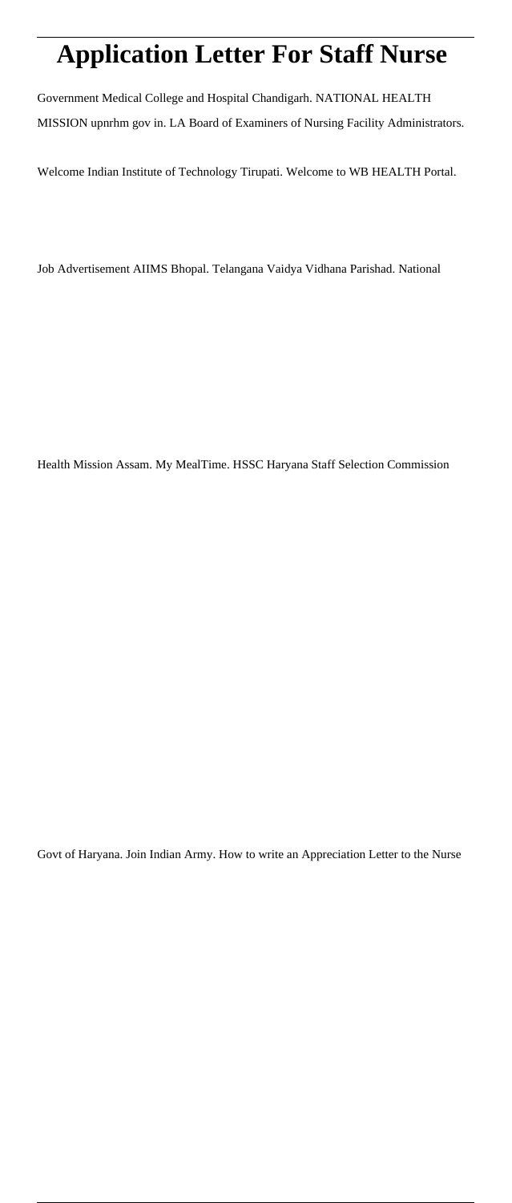# Application Letter For Staff Nurse

Government Medical College and Hospital Chandigarh. NATIONAL HEALTH MISSION upnrhm gov in. LA Board of Examiners of Nursing Facility Administrators.

Welcome Indian Institute of Technology Tirupati. Welcome to WB HEALTH Portal.

Job Advertisement AIIMS Bhopal. Telangana Vaidya Vidhana Parishad. National

Health Mission Assam. My MealTime. HSSC Haryana Staff Selection Commission

Govt of Haryana. Join Indian Army. How to write an Appreciation Letter to the Nurse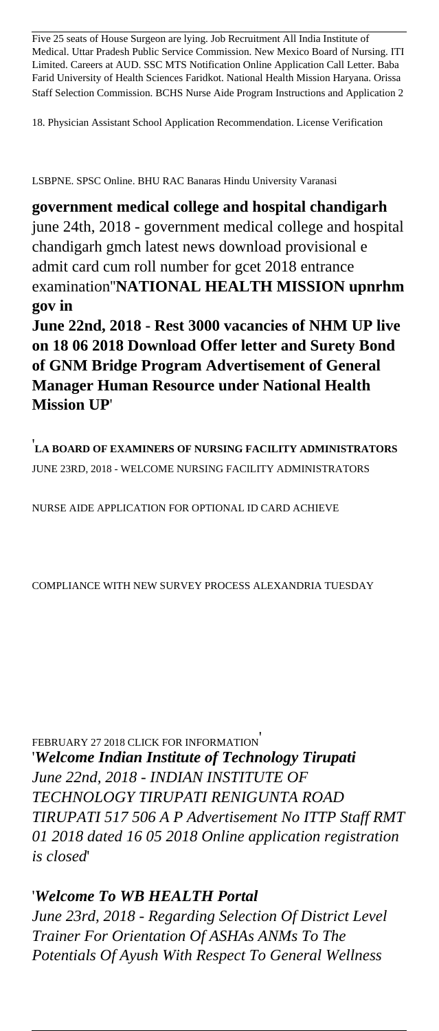Five 25 seats of House Surgeon are lying. Job Recruitment All India Institute of Medical. Uttar Pradesh Public Service Commission. New Mexico Board of Nursing. ITI Limited. Careers at AUD. SSC MTS Notification Online Application Call Letter. Baba Farid University of Health Sciences Faridkot. National Health Mission Haryana. Orissa Staff Selection Commission. BCHS Nurse Aide Program Instructions and Application 2

18. Physician Assistant School Application Recommendation. License Verification

LSBPNE. SPSC Online. BHU RAC Banaras Hindu University Varanasi

**government medical college and hospital chandigarh**
june 24th, 2018 - government medical college and hospital chandigarh gmch latest news download provisional e admit card cum roll number for gcet 2018 entrance examination''**NATIONAL HEALTH MISSION upnrhm gov in**
**June 22nd, 2018 - Rest 3000 vacancies of NHM UP live on 18 06 2018 Download Offer letter and Surety Bond of GNM Bridge Program Advertisement of General Manager Human Resource under National Health Mission UP**'

'**LA BOARD OF EXAMINERS OF NURSING FACILITY ADMINISTRATORS**
JUNE 23RD, 2018 - WELCOME NURSING FACILITY ADMINISTRATORS NURSE AIDE APPLICATION FOR OPTIONAL ID CARD ACHIEVE COMPLIANCE WITH NEW SURVEY PROCESS ALEXANDRIA TUESDAY FEBRUARY 27 2018 CLICK FOR INFORMATION'

'***Welcome Indian Institute of Technology Tirupati***
*June 22nd, 2018 - INDIAN INSTITUTE OF TECHNOLOGY TIRUPATI RENIGUNTA ROAD TIRUPATI 517 506 A P Advertisement No IITTP Staff RMT 01 2018 dated 16 05 2018 Online application registration is closed*'

'***Welcome To WB HEALTH Portal***
*June 23rd, 2018 - Regarding Selection Of District Level Trainer For Orientation Of ASHAs ANMs To The Potentials Of Ayush With Respect To General Wellness*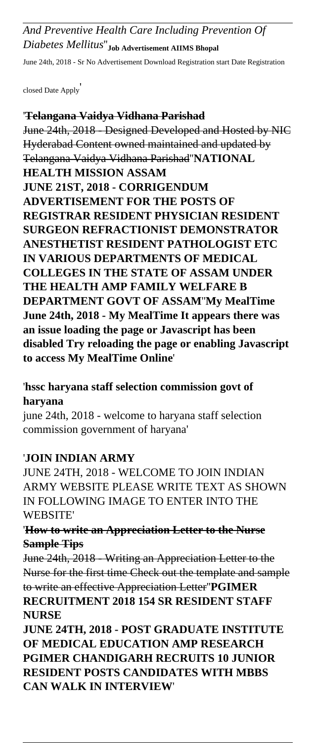*And Preventive Health Care Including Prevention Of Diabetes Mellitus*''**Job Advertisement AIIMS Bhopal**

June 24th, 2018 - Sr No Advertisement Download Registration start Date Registration closed Date Apply'

'~~**Telangana Vaidya Vidhana Parishad**~~

~~June 24th, 2018 - Designed Developed and Hosted by NIC Hyderabad Content owned maintained and updated by Telangana Vaidya Vidhana Parishad~~''**NATIONAL HEALTH MISSION ASSAM**

**JUNE 21ST, 2018 - CORRIGENDUM ADVERTISEMENT FOR THE POSTS OF REGISTRAR RESIDENT PHYSICIAN RESIDENT SURGEON REFRACTIONIST DEMONSTRATOR ANESTHETIST RESIDENT PATHOLOGIST ETC IN VARIOUS DEPARTMENTS OF MEDICAL COLLEGES IN THE STATE OF ASSAM UNDER THE HEALTH AMP FAMILY WELFARE B DEPARTMENT GOVT OF ASSAM**''**My MealTime**

**June 24th, 2018 - My MealTime It appears there was an issue loading the page or Javascript has been disabled Try reloading the page or enabling Javascript to access My MealTime Online**'

'**hssc haryana staff selection commission govt of haryana**

june 24th, 2018 - welcome to haryana staff selection commission government of haryana'

'**JOIN INDIAN ARMY**

JUNE 24TH, 2018 - WELCOME TO JOIN INDIAN ARMY WEBSITE PLEASE WRITE TEXT AS SHOWN IN FOLLOWING IMAGE TO ENTER INTO THE WEBSITE'

'~~**How to write an Appreciation Letter to the Nurse Sample Tips**~~

~~June 24th, 2018 - Writing an Appreciation Letter to the Nurse for the first time Check out the template and sample to write an effective Appreciation Letter~~''**PGIMER RECRUITMENT 2018 154 SR RESIDENT STAFF NURSE**

**JUNE 24TH, 2018 - POST GRADUATE INSTITUTE OF MEDICAL EDUCATION AMP RESEARCH PGIMER CHANDIGARH RECRUITS 10 JUNIOR RESIDENT POSTS CANDIDATES WITH MBBS CAN WALK IN INTERVIEW**'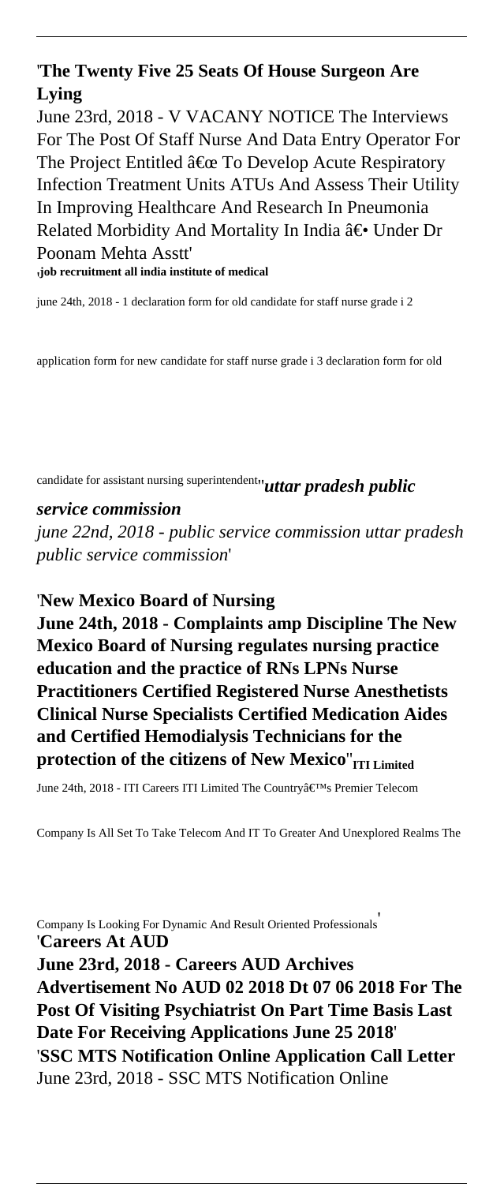'**The Twenty Five 25 Seats Of House Surgeon Are Lying**

June 23rd, 2018 - V VACANY NOTICE The Interviews For The Post Of Staff Nurse And Data Entry Operator For The Project Entitled â€œ To Develop Acute Respiratory Infection Treatment Units ATUs And Assess Their Utility In Improving Healthcare And Research In Pneumonia Related Morbidity And Mortality In India â€• Under Dr Poonam Mehta Asstt'

'**job recruitment all india institute of medical**

june 24th, 2018 - 1 declaration form for old candidate for staff nurse grade i 2 application form for new candidate for staff nurse grade i 3 declaration form for old candidate for assistant nursing superintendent''***uttar pradesh public service commission***

*june 22nd, 2018 - public service commission uttar pradesh public service commission*'

'**New Mexico Board of Nursing**

**June 24th, 2018 - Complaints amp Discipline The New Mexico Board of Nursing regulates nursing practice education and the practice of RNs LPNs Nurse Practitioners Certified Registered Nurse Anesthetists Clinical Nurse Specialists Certified Medication Aides and Certified Hemodialysis Technicians for the protection of the citizens of New Mexico**''**ITI Limited**

June 24th, 2018 - ITI Careers ITI Limited The Countryâ€™s Premier Telecom Company Is All Set To Take Telecom And IT To Greater And Unexplored Realms The Company Is Looking For Dynamic And Result Oriented Professionals'

'**Careers At AUD**

**June 23rd, 2018 - Careers AUD Archives Advertisement No AUD 02 2018 Dt 07 06 2018 For The Post Of Visiting Psychiatrist On Part Time Basis Last Date For Receiving Applications June 25 2018**'

'**SSC MTS Notification Online Application Call Letter**

June 23rd, 2018 - SSC MTS Notification Online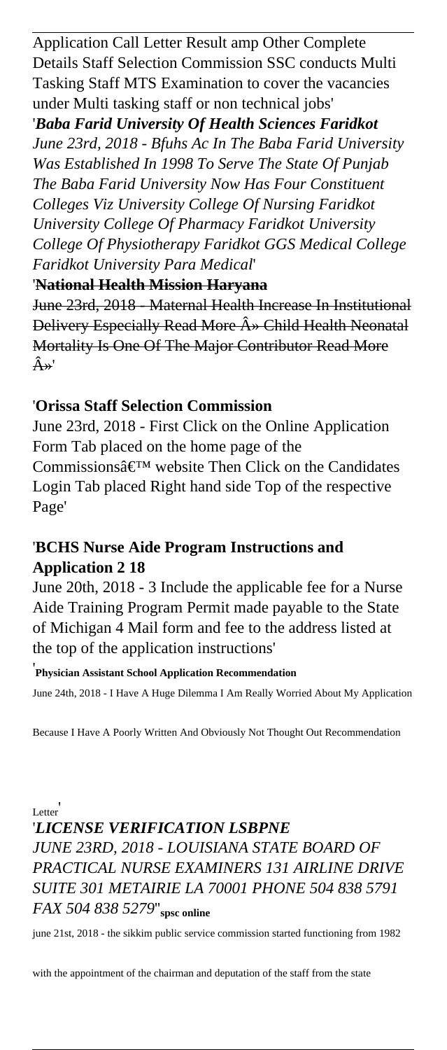Application Call Letter Result amp Other Complete Details Staff Selection Commission SSC conducts Multi Tasking Staff MTS Examination to cover the vacancies under Multi tasking staff or non technical jobs'

'***Baba Farid University Of Health Sciences Faridkot***
*June 23rd, 2018 - Bfuhs Ac In The Baba Farid University Was Established In 1998 To Serve The State Of Punjab The Baba Farid University Now Has Four Constituent Colleges Viz University College Of Nursing Faridkot University College Of Pharmacy Faridkot University College Of Physiotherapy Faridkot GGS Medical College Faridkot University Para Medical*'

'**~~National Health Mission Haryana~~**
~~June 23rd, 2018 - Maternal Health Increase In Institutional Delivery Especially Read More Â» Child Health Neonatal Mortality Is One Of The Major Contributor Read More Â»~~'

'**Orissa Staff Selection Commission**
June 23rd, 2018 - First Click on the Online Application Form Tab placed on the home page of the Commissionsâ€™ website Then Click on the Candidates Login Tab placed Right hand side Top of the respective Page'

'**BCHS Nurse Aide Program Instructions and Application 2 18**
June 20th, 2018 - 3 Include the applicable fee for a Nurse Aide Training Program Permit made payable to the State of Michigan 4 Mail form and fee to the address listed at the top of the application instructions'

'**Physician Assistant School Application Recommendation**
June 24th, 2018 - I Have A Huge Dilemma I Am Really Worried About My Application Because I Have A Poorly Written And Obviously Not Thought Out Recommendation Letter'

'***LICENSE VERIFICATION LSBPNE***
*JUNE 23RD, 2018 - LOUISIANA STATE BOARD OF PRACTICAL NURSE EXAMINERS 131 AIRLINE DRIVE SUITE 301 METAIRIE LA 70001 PHONE 504 838 5791 FAX 504 838 5279*''**spsc online**
june 21st, 2018 - the sikkim public service commission started functioning from 1982 with the appointment of the chairman and deputation of the staff from the state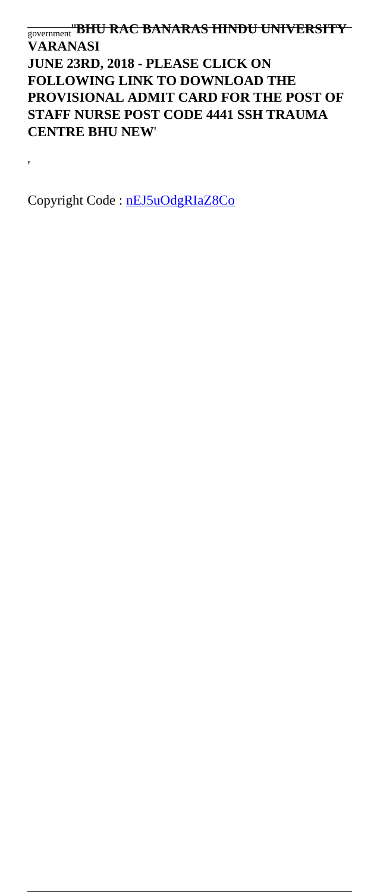government''**BHU RAC BANARAS HINDU UNIVERSITY VARANASI**
**JUNE 23RD, 2018 - PLEASE CLICK ON FOLLOWING LINK TO DOWNLOAD THE PROVISIONAL ADMIT CARD FOR THE POST OF STAFF NURSE POST CODE 4441 SSH TRAUMA CENTRE BHU NEW**'

'

Copyright Code : nEJ5uOdgRIaZ8Co